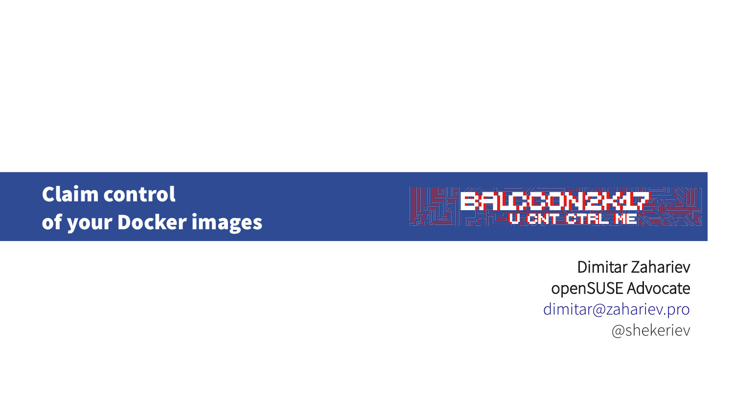# Claim control of your Docker images

BALCCON2K17
U CNT CTRL ME

Dimitar Zahariev
openSUSE Advocate
dimitar@zahariev.pro
@shekeriev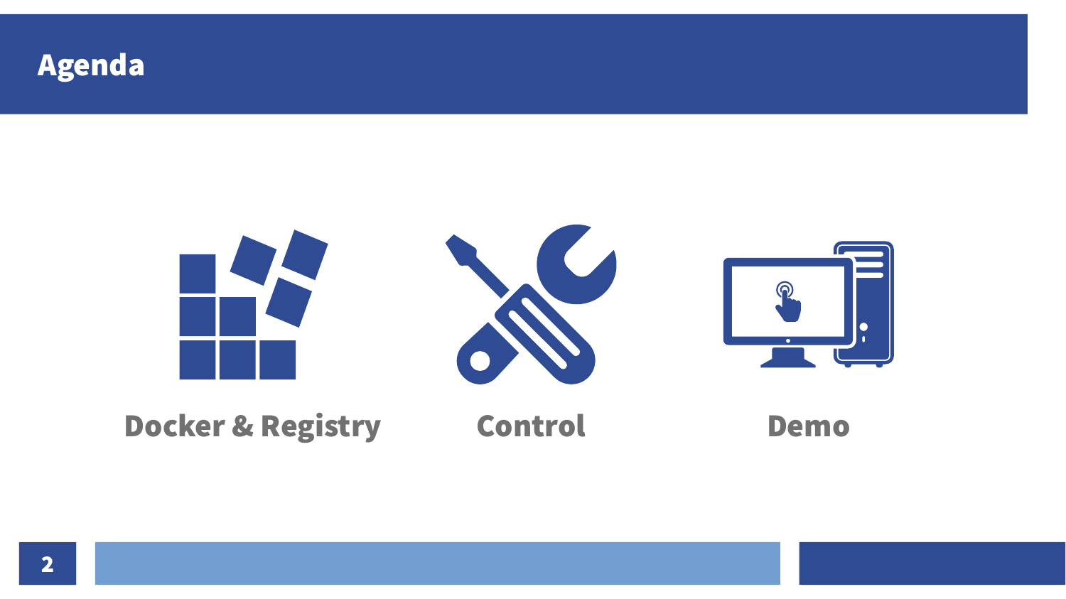# Agenda

- Docker & Registry
- Control
- Demo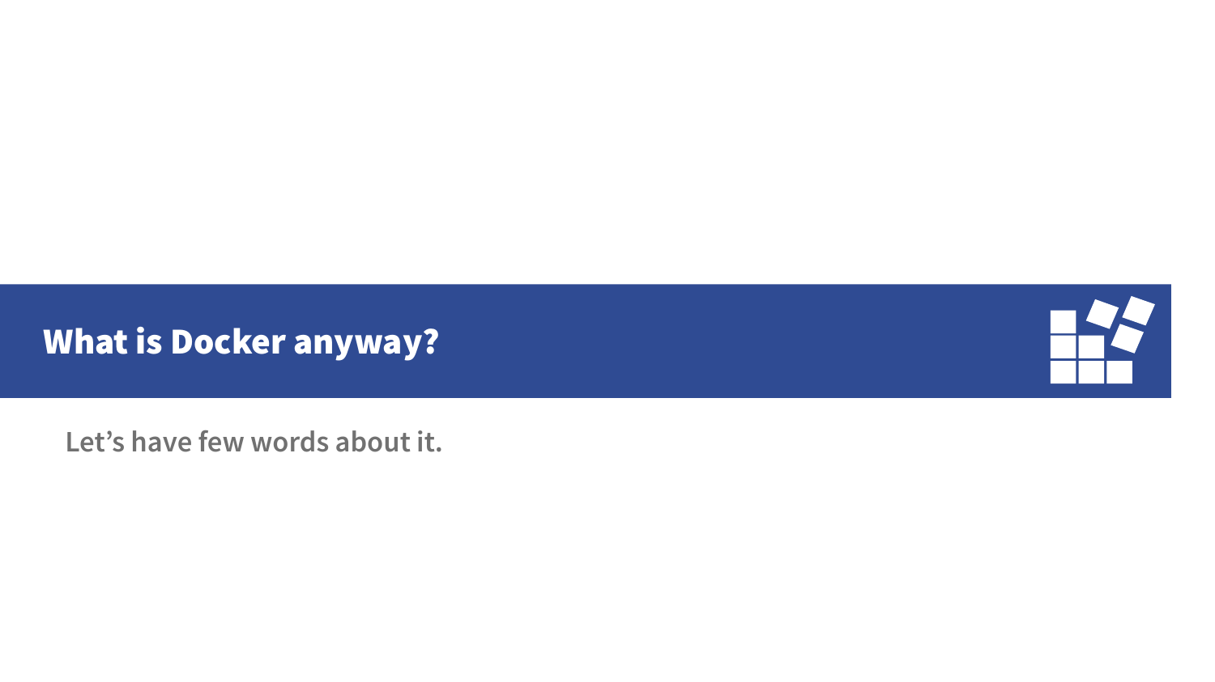# What is Docker anyway?

Let’s have few words about it.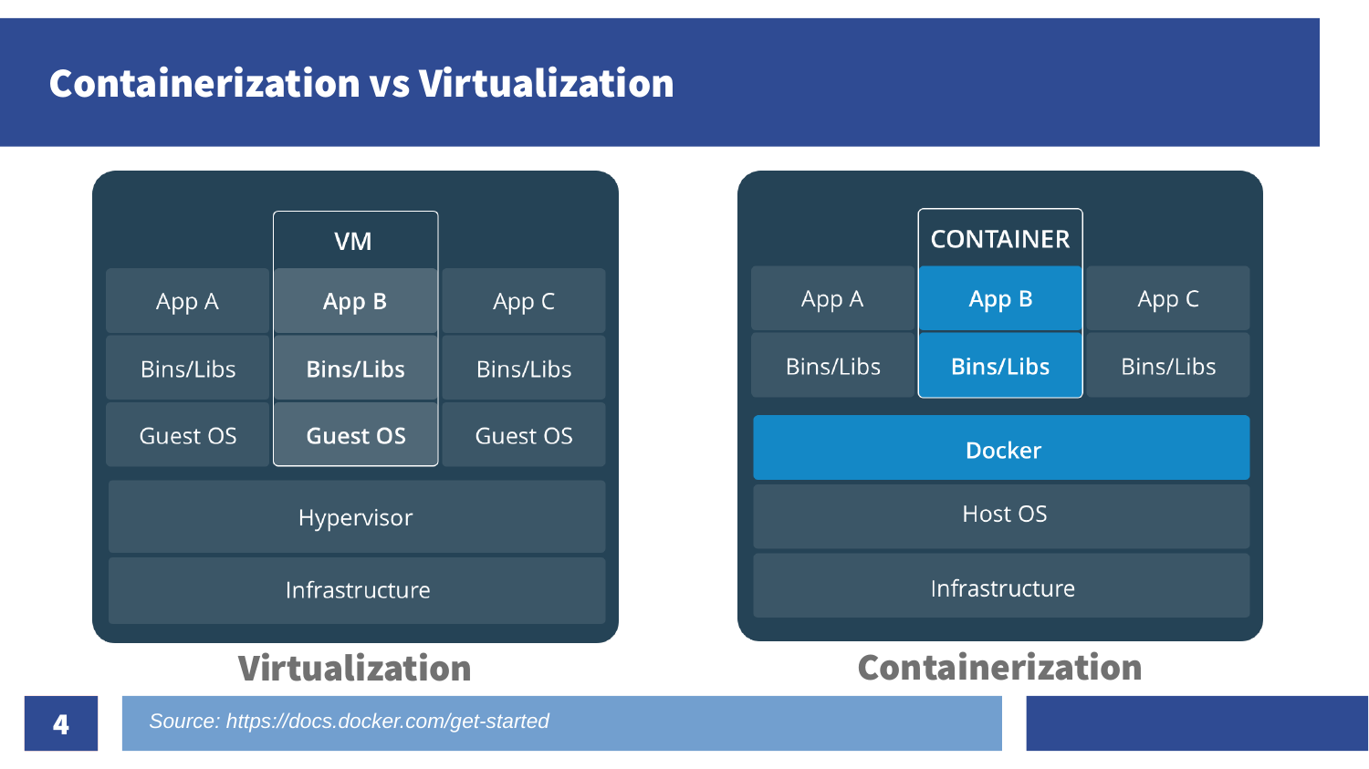# Containerization vs Virtualization

| VM | | |
|---|---|---|
| App A | **App B** | App C |
| Bins/Libs | **Bins/Libs** | Bins/Libs |
| Guest OS | **Guest OS** | Guest OS |
| Hypervisor | | |
| Infrastructure | | |

**Virtualization**

| CONTAINER | | |
|---|---|---|
| App A | **App B** | App C |
| Bins/Libs | **Bins/Libs** | Bins/Libs |
| **Docker** | | |
| Host OS | | |
| Infrastructure | | |

**Containerization**

*Source: https://docs.docker.com/get-started*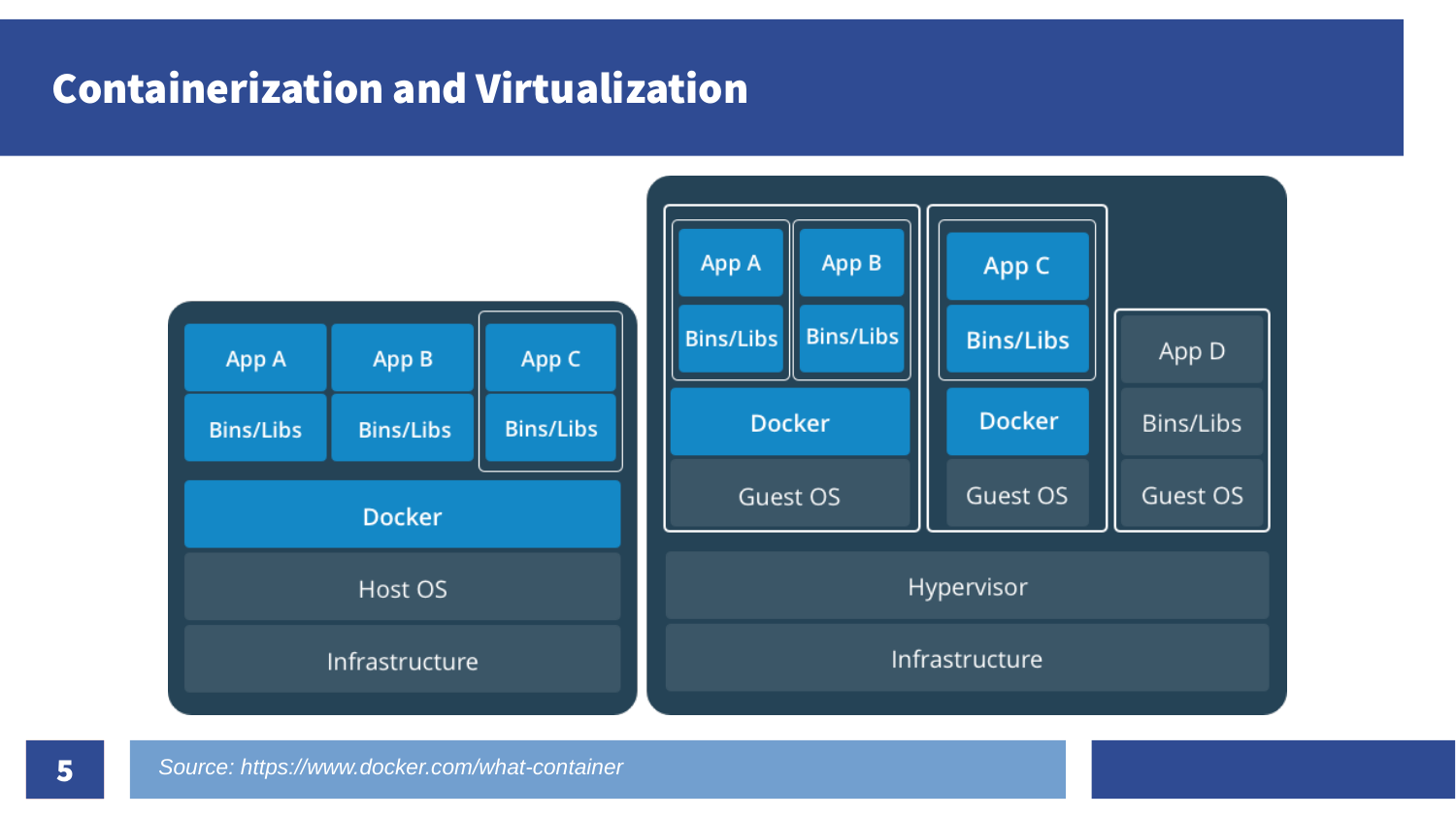# Containerization and Virtualization

App A | App B | App C
Bins/Libs | Bins/Libs | Bins/Libs
Docker
Host OS
Infrastructure

App A | App B | App C
Bins/Libs | Bins/Libs | Bins/Libs
Docker | Docker | App D
Guest OS | Guest OS | Bins/Libs
Guest OS
Hypervisor
Infrastructure

*Source: https://www.docker.com/what-container*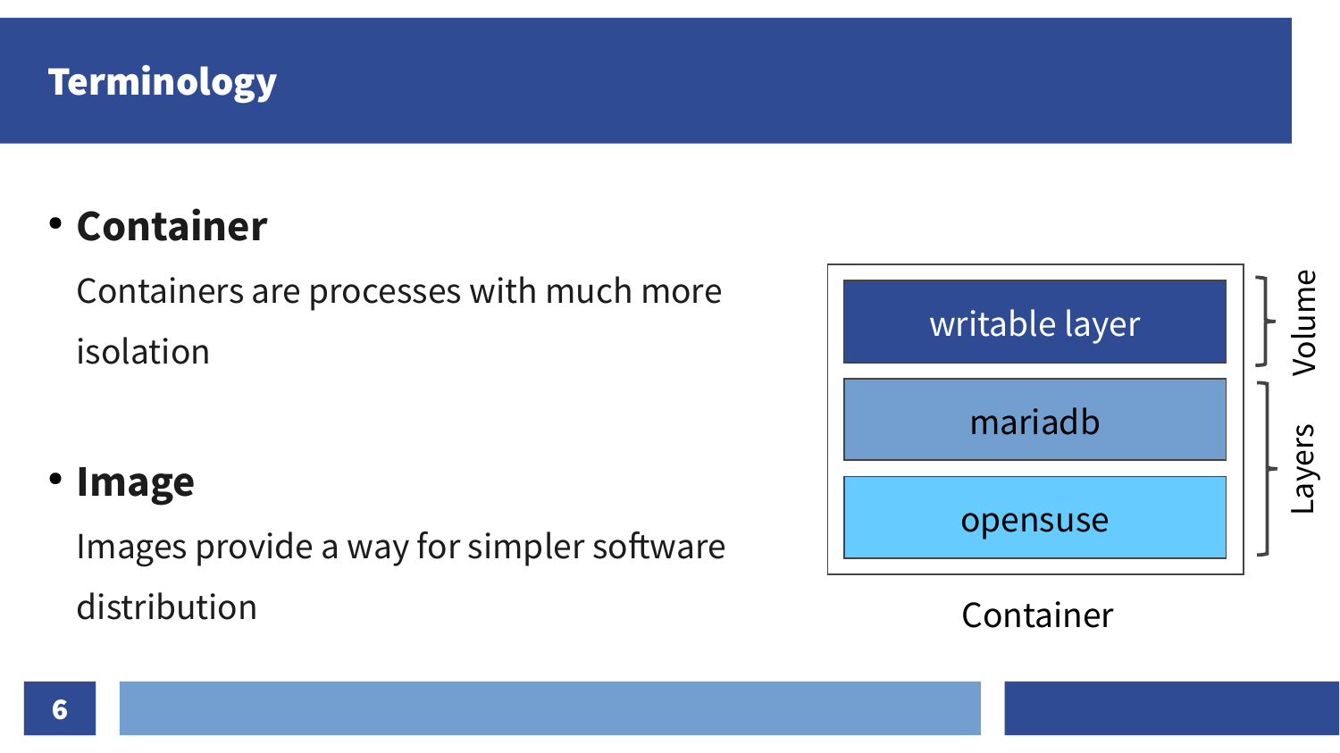# Terminology

- **Container**

  Containers are processes with much more isolation

- **Image**

  Images provide a way for simpler software distribution

writable layer — Volume

mariadb

opensuse — Layers

Container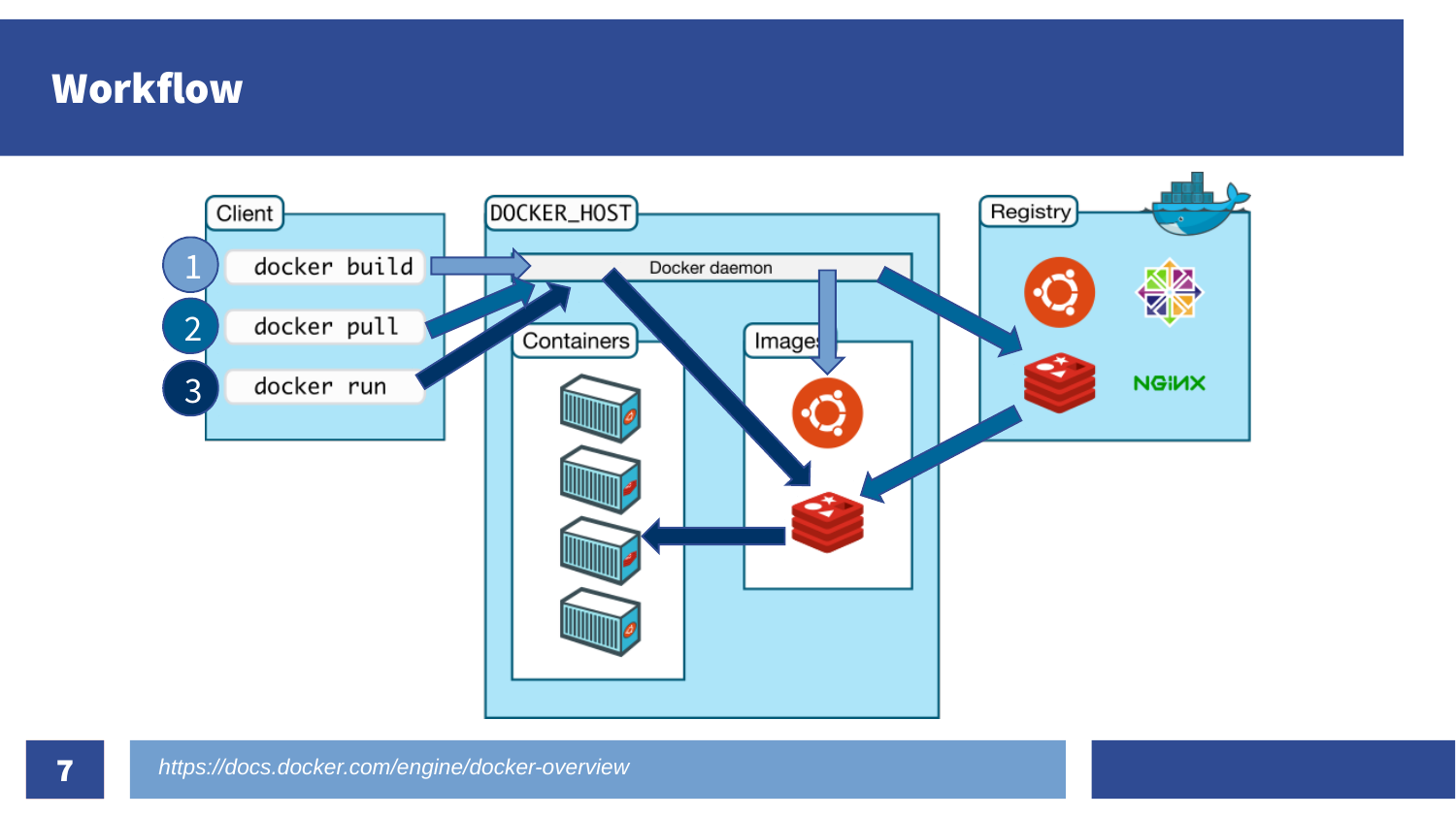# Workflow

Client

1 docker build

2 docker pull

3 docker run

DOCKER_HOST

Docker daemon

Containers

Images

Registry

NGINX

*https://docs.docker.com/engine/docker-overview*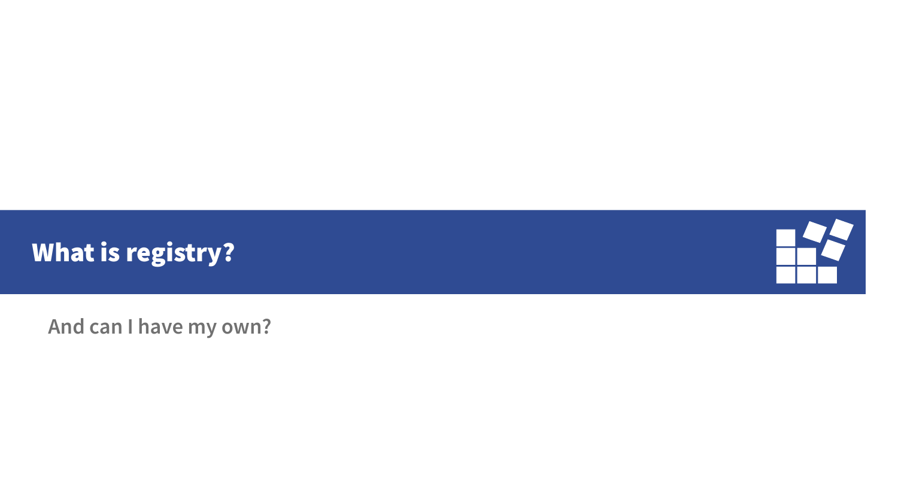# What is registry?

And can I have my own?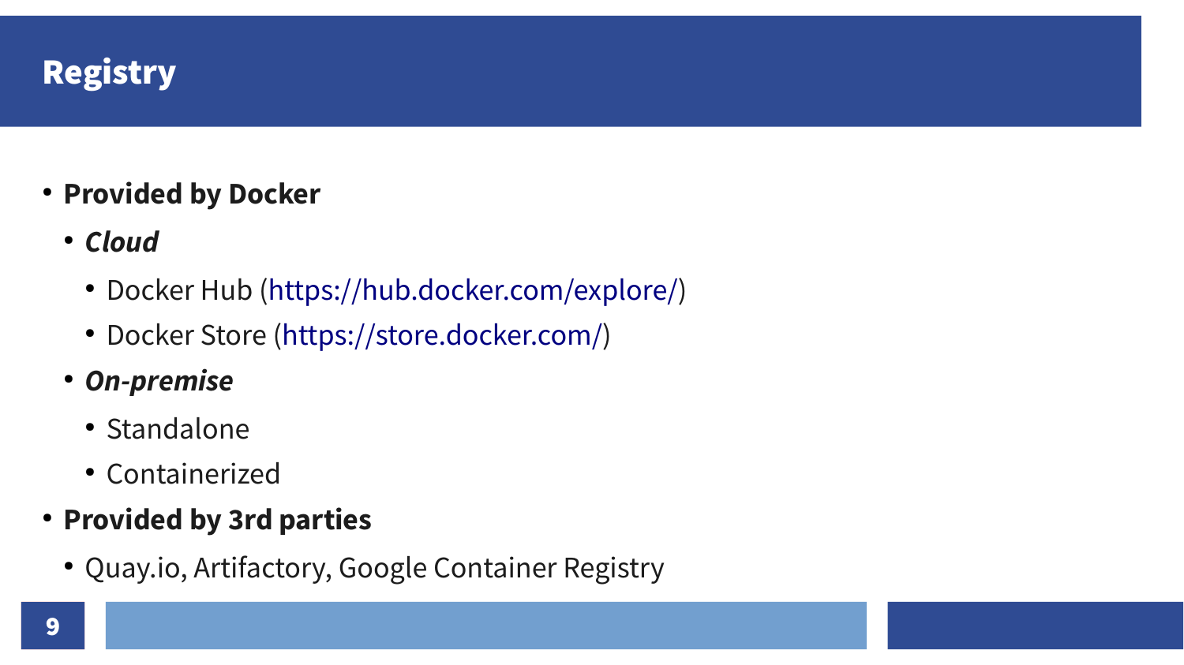# Registry

- **Provided by Docker**
  - ***Cloud***
    - Docker Hub (https://hub.docker.com/explore/)
    - Docker Store (https://store.docker.com/)
  - ***On-premise***
    - Standalone
    - Containerized
- **Provided by 3rd parties**
  - Quay.io, Artifactory, Google Container Registry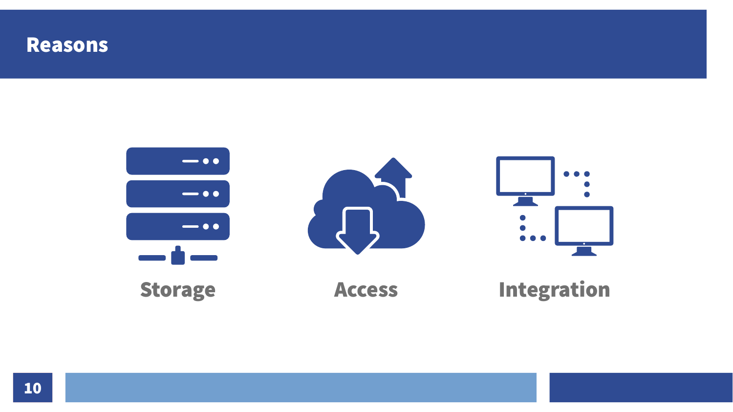# Reasons

- Storage
- Access
- Integration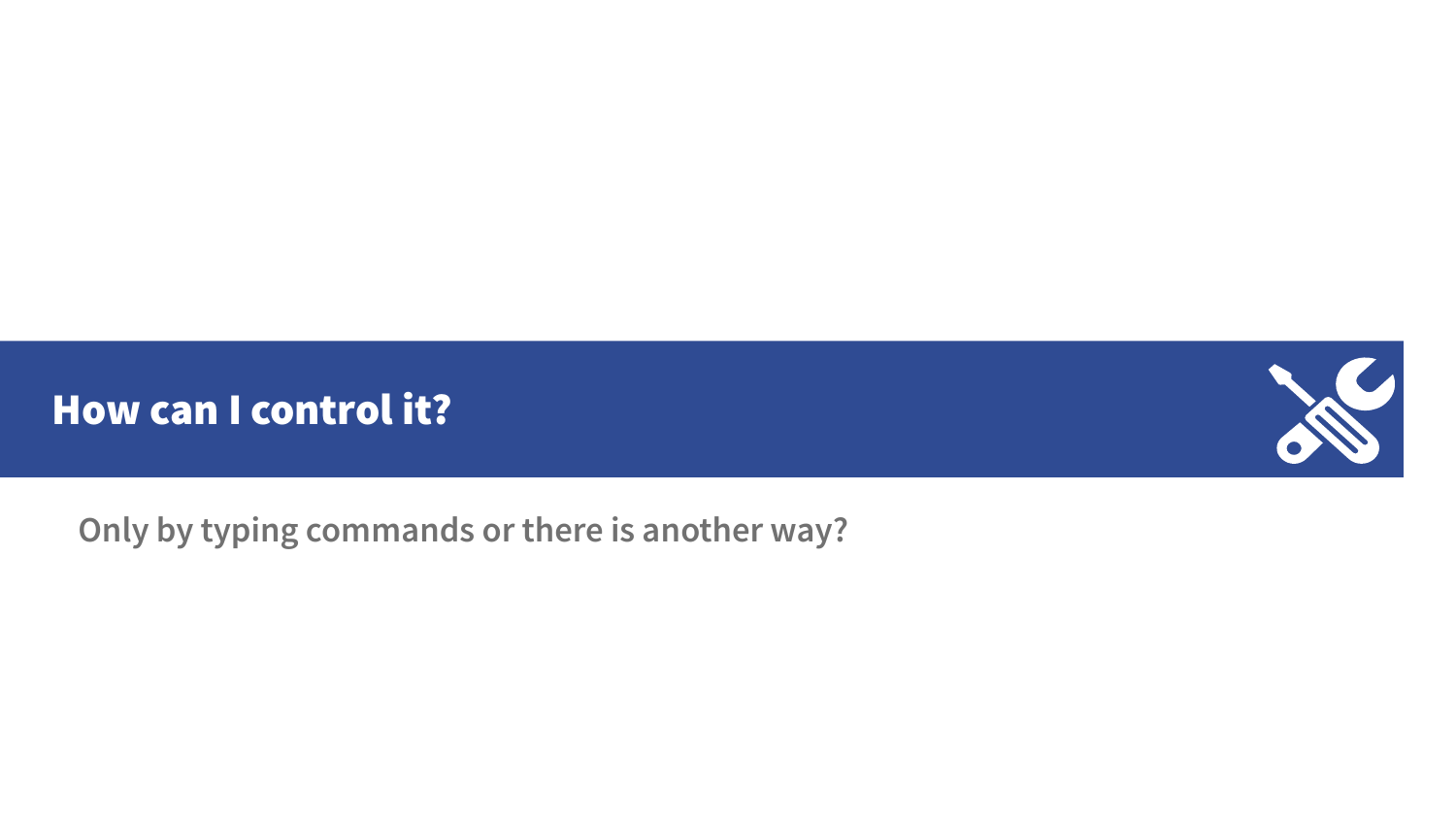## How can I control it?

Only by typing commands or there is another way?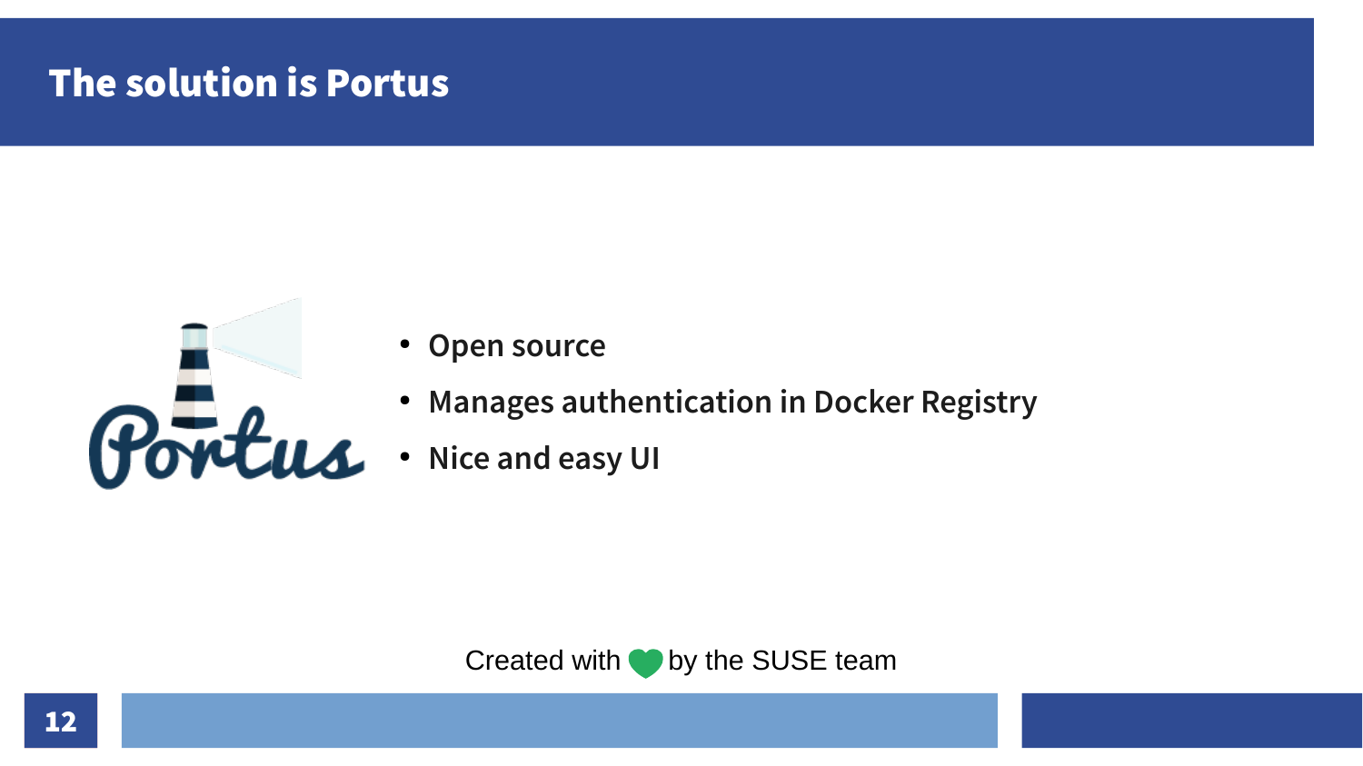# The solution is Portus

- Open source
- Manages authentication in Docker Registry
- Nice and easy UI

Created with ❤ by the SUSE team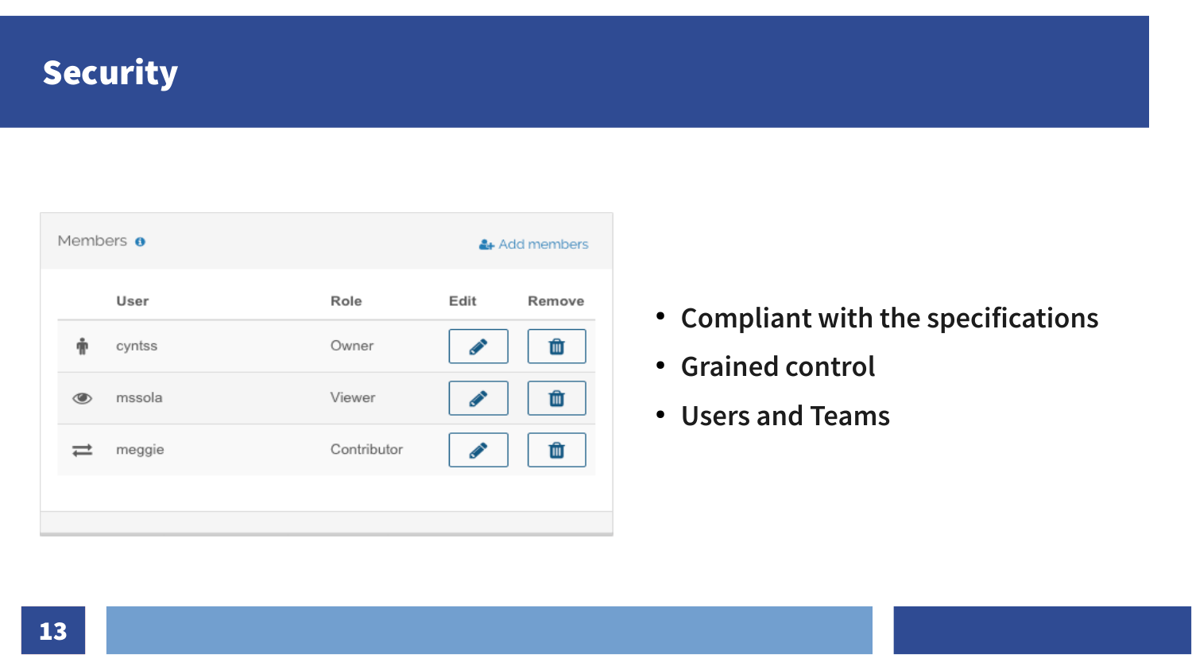# Security

Members

Add members

| | User | Role | Edit | Remove |
|---|---|---|---|---|
| | cyntss | Owner | | |
| | mssola | Viewer | | |
| | meggie | Contributor | | |

- Compliant with the specifications
- Grained control
- Users and Teams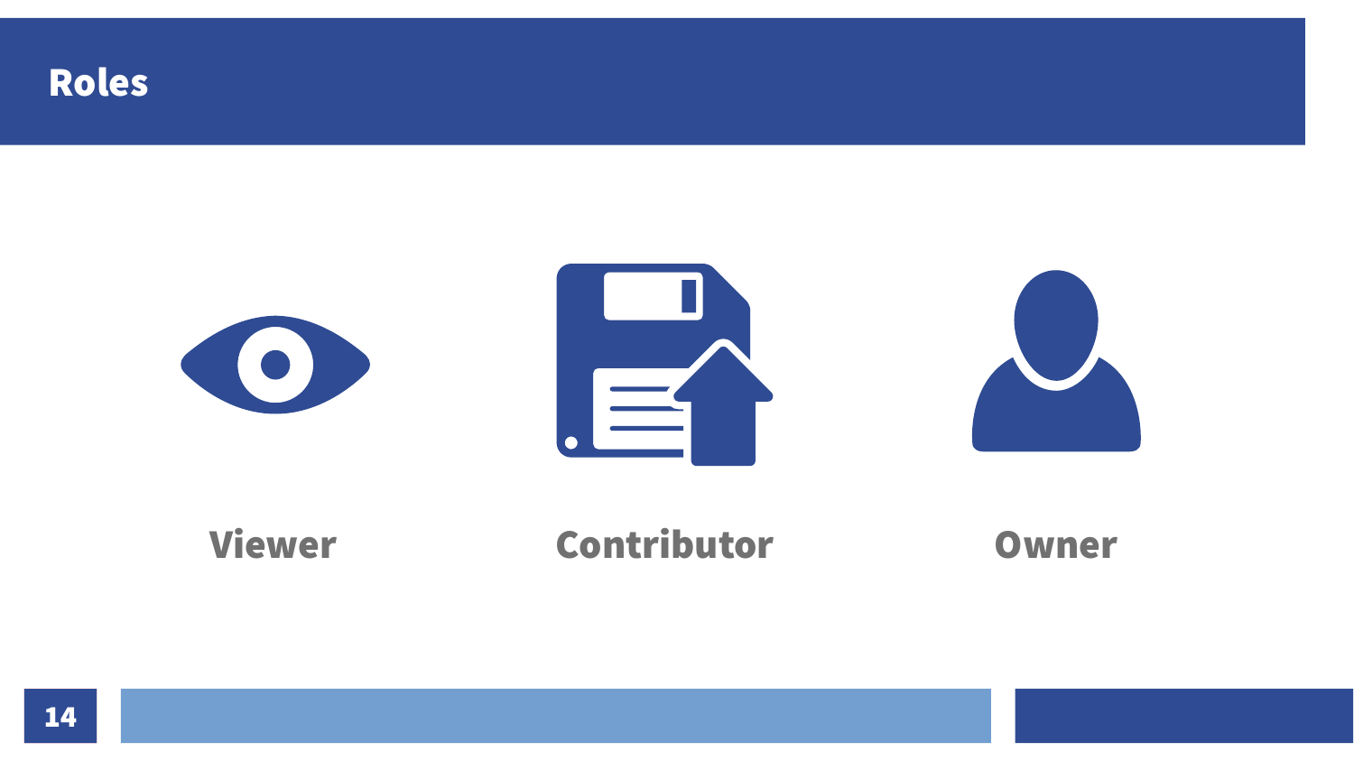# Roles

- Viewer
- Contributor
- Owner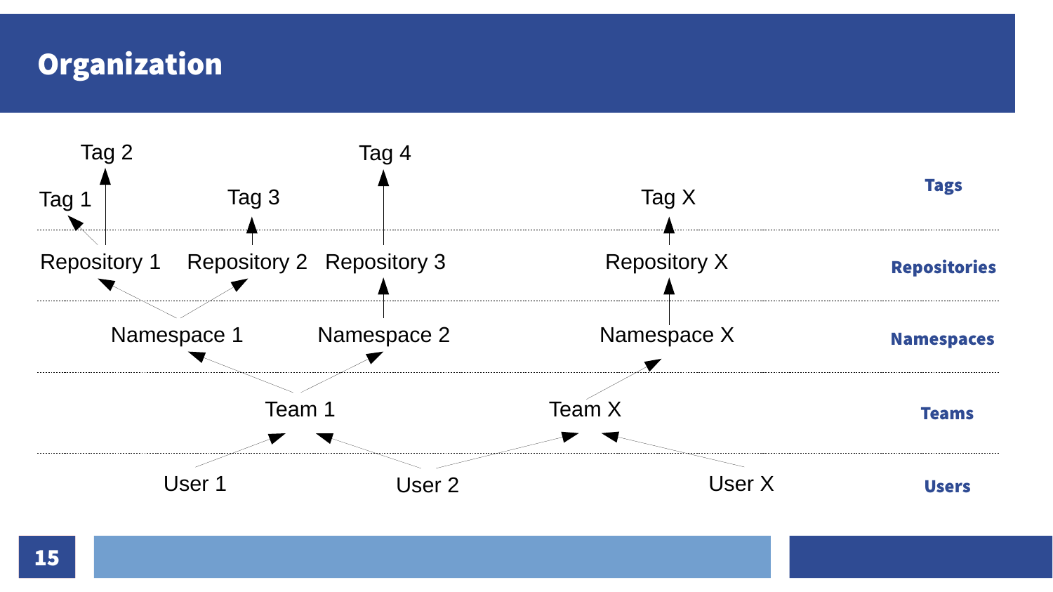# Organization

Tag 2

Tag 1 Tag 3 Tag 4 Tag X **Tags**

Repository 1 Repository 2 Repository 3 Repository X **Repositories**

Namespace 1 Namespace 2 Namespace X **Namespaces**

Team 1 Team X **Teams**

User 1 User 2 User X **Users**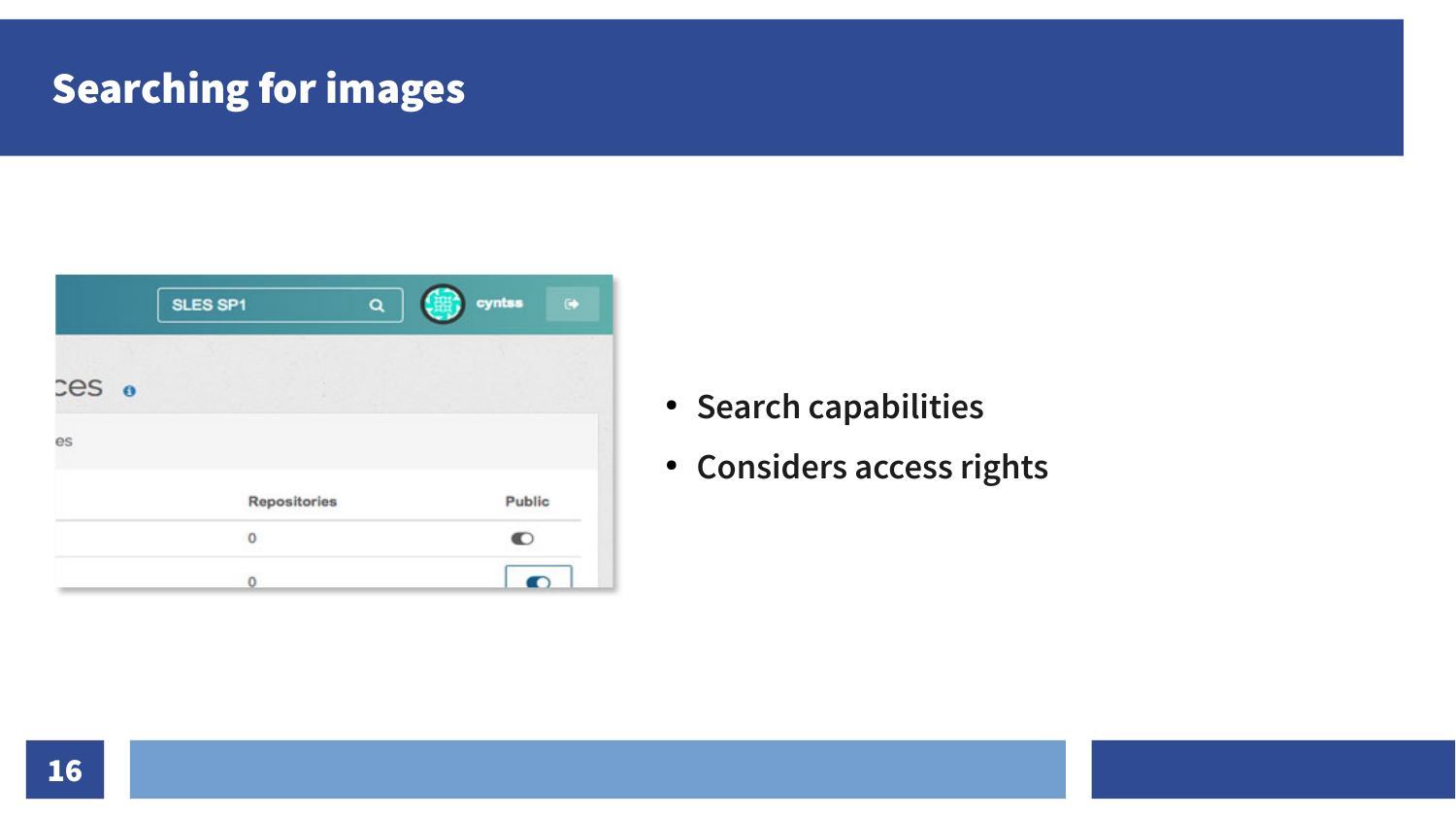# Searching for images

- Search capabilities
- Considers access rights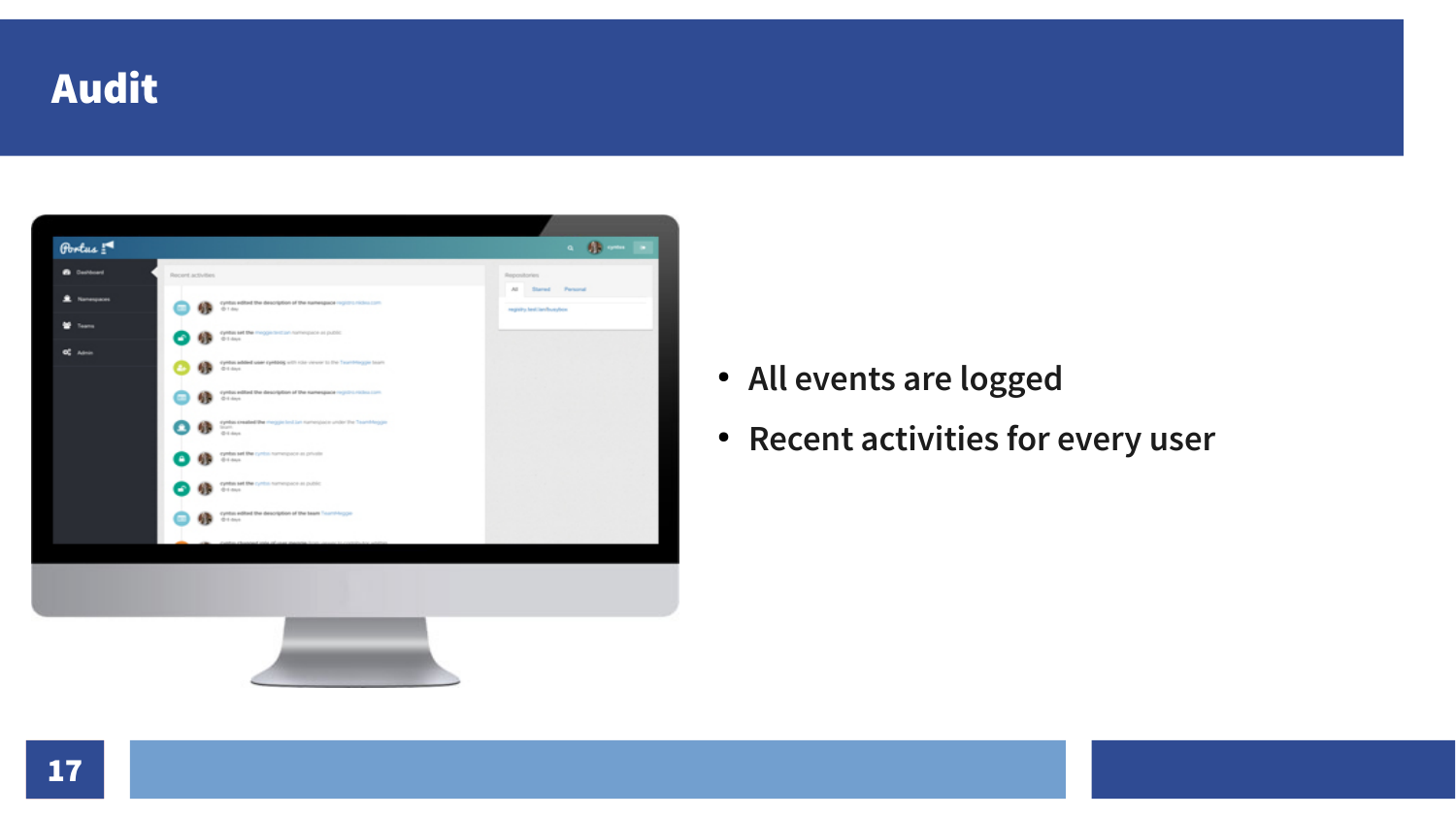# Audit

- All events are logged
- Recent activities for every user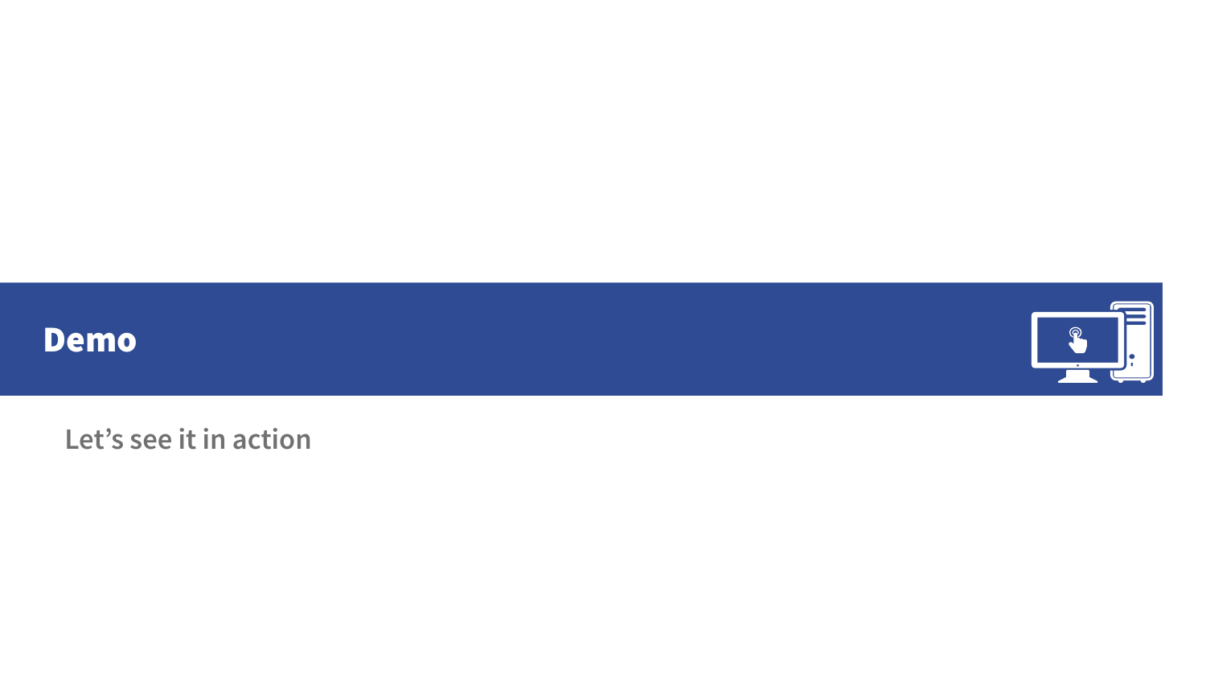# Demo

Let’s see it in action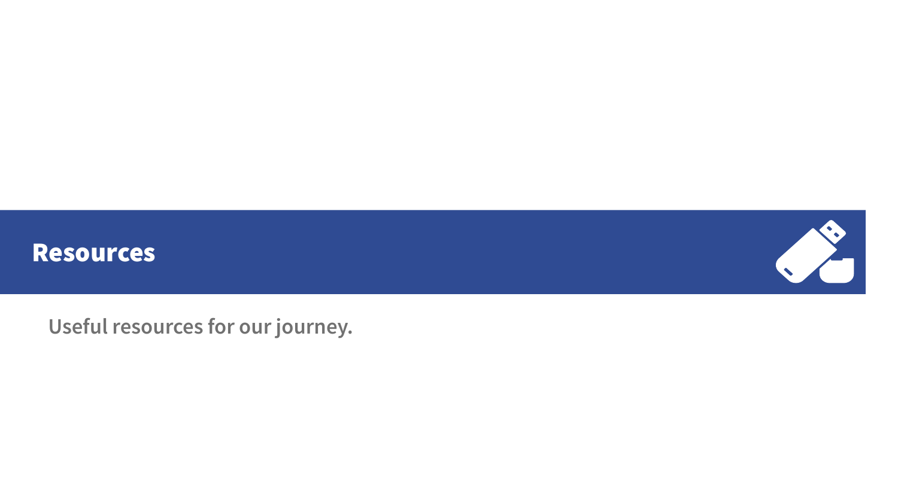# Resources

Useful resources for our journey.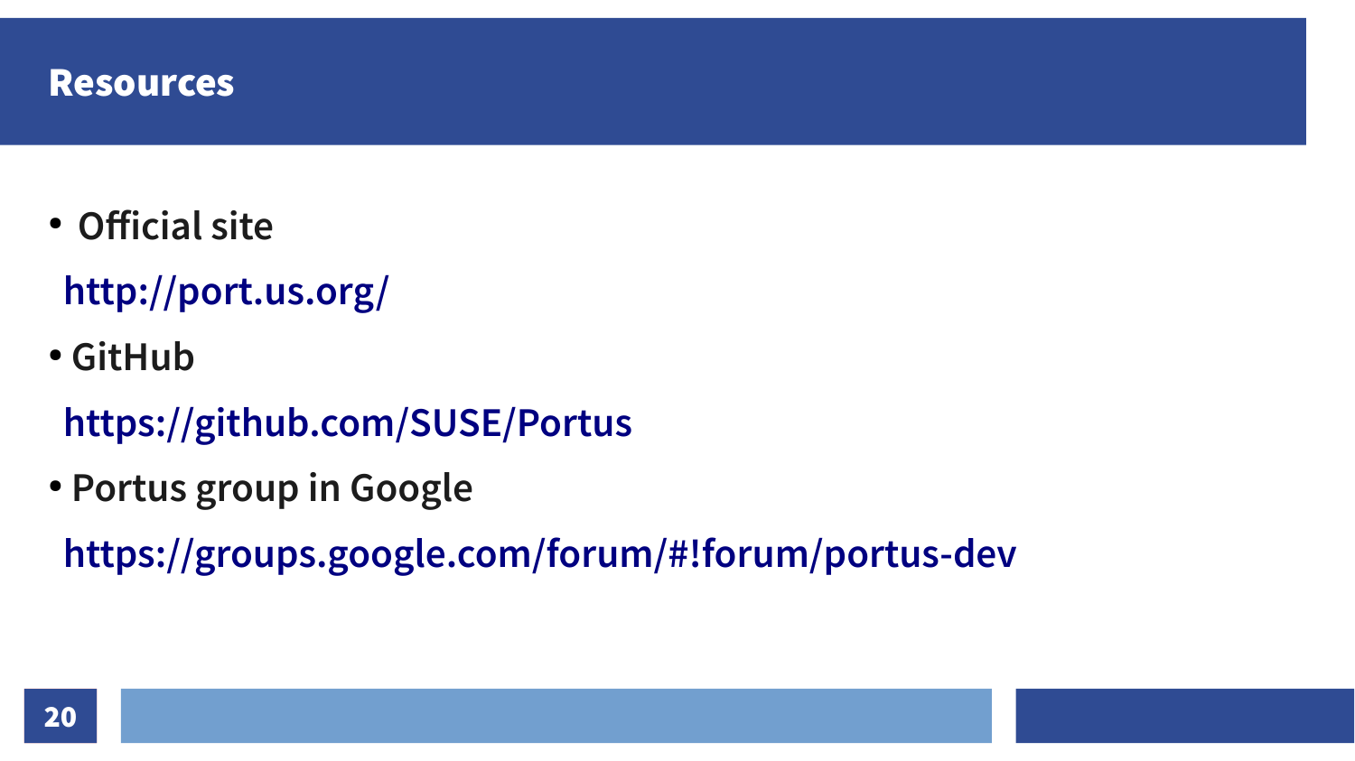# Resources

- Official site

  http://port.us.org/

- GitHub

  https://github.com/SUSE/Portus

- Portus group in Google

  https://groups.google.com/forum/#!forum/portus-dev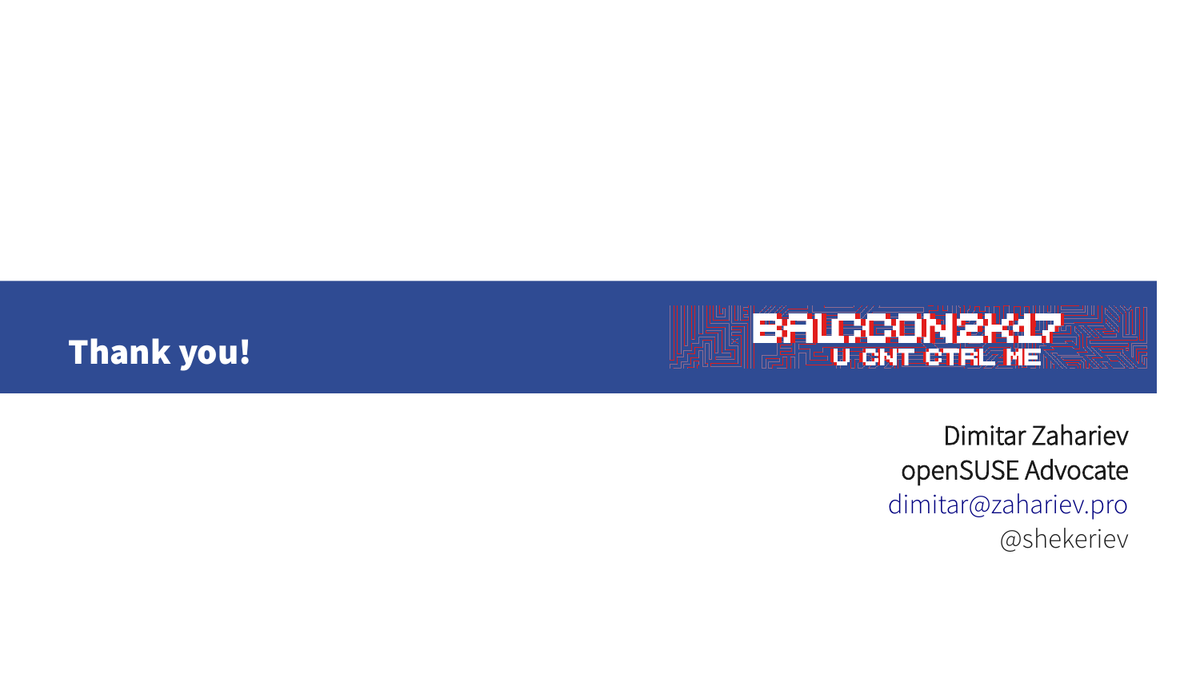# Thank you!

BALCCON2K17
U CNT CTRL ME

Dimitar Zahariev
openSUSE Advocate
dimitar@zahariev.pro
@shekeriev